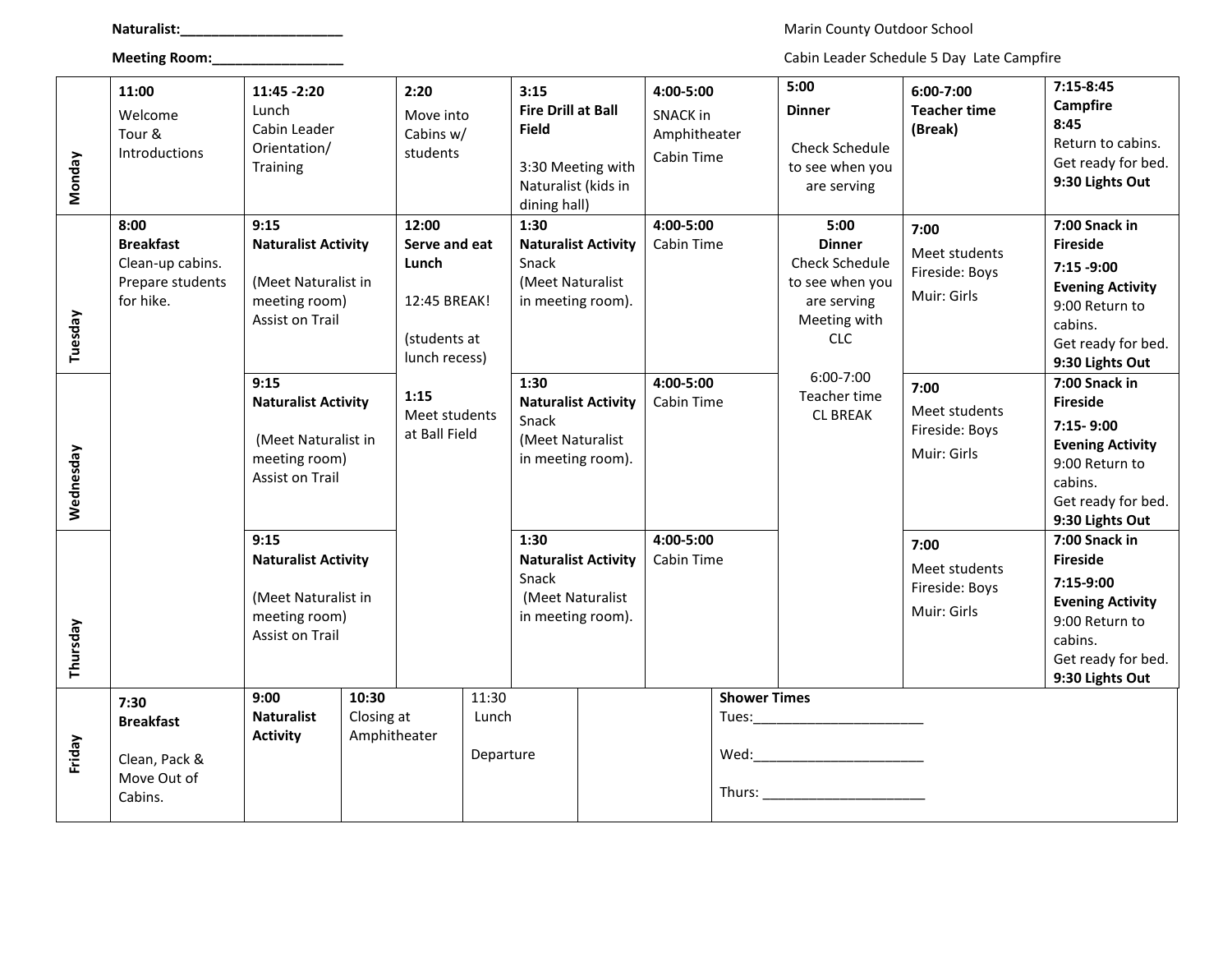**Naturalist:**______________________

**Meeting Room:**_________________

Marin County Outdoor School

Cabin Leader Schedule 5 Day Late Campfire

| Day | | | | | | | | |
|---|---|---|---|---|---|---|---|---|
| **Monday** | **11:00** Welcome Tour & Introductions | **11:45 -2:20** Lunch Cabin Leader Orientation/ Training | **2:20** Move into Cabins w/ students | **3:15** **Fire Drill at Ball Field** 3:30 Meeting with Naturalist (kids in dining hall) | **4:00-5:00** SNACK in Amphitheater Cabin Time | **5:00** **Dinner** Check Schedule to see when you are serving | **6:00-7:00** **Teacher time (Break)** | **7:15-8:45** **Campfire** **8:45** Return to cabins. Get ready for bed. **9:30 Lights Out** |
| **Tuesday** | **8:00** **Breakfast** Clean-up cabins. Prepare students for hike. | **9:15** **Naturalist Activity** (Meet Naturalist in meeting room) Assist on Trail | **12:00** **Serve and eat Lunch** 12:45 BREAK! (students at lunch recess) | **1:30** **Naturalist Activity** Snack (Meet Naturalist in meeting room). | **4:00-5:00** Cabin Time | **5:00** **Dinner** Check Schedule to see when you are serving Meeting with CLC 6:00-7:00 Teacher time CL BREAK | **7:00** Meet students Fireside: Boys Muir: Girls | **7:00 Snack in Fireside** **7:15 -9:00** **Evening Activity** 9:00 Return to cabins. Get ready for bed. **9:30 Lights Out** |
| **Wednesday** | | **9:15** **Naturalist Activity** (Meet Naturalist in meeting room) Assist on Trail | **1:15** Meet students at Ball Field | **1:30** **Naturalist Activity** Snack (Meet Naturalist in meeting room). | **4:00-5:00** Cabin Time | | **7:00** Meet students Fireside: Boys Muir: Girls | **7:00 Snack in Fireside** **7:15- 9:00** **Evening Activity** 9:00 Return to cabins. Get ready for bed. **9:30 Lights Out** |
| **Thursday** | | **9:15** **Naturalist Activity** (Meet Naturalist in meeting room) Assist on Trail | | **1:30** **Naturalist Activity** Snack (Meet Naturalist in meeting room). | **4:00-5:00** Cabin Time | | **7:00** Meet students Fireside: Boys Muir: Girls | **7:00 Snack in Fireside** **7:15-9:00** **Evening Activity** 9:00 Return to cabins. Get ready for bed. **9:30 Lights Out** |

| Day | | | | | | |
|---|---|---|---|---|---|---|
| **Friday** | **7:30** **Breakfast** Clean, Pack & Move Out of Cabins. | **9:00** **Naturalist Activity** | **10:30** Closing at Amphitheater | 11:30 Lunch Departure | | **Shower Times** Tues:______________________ Wed:______________________ Thurs: _____________________ |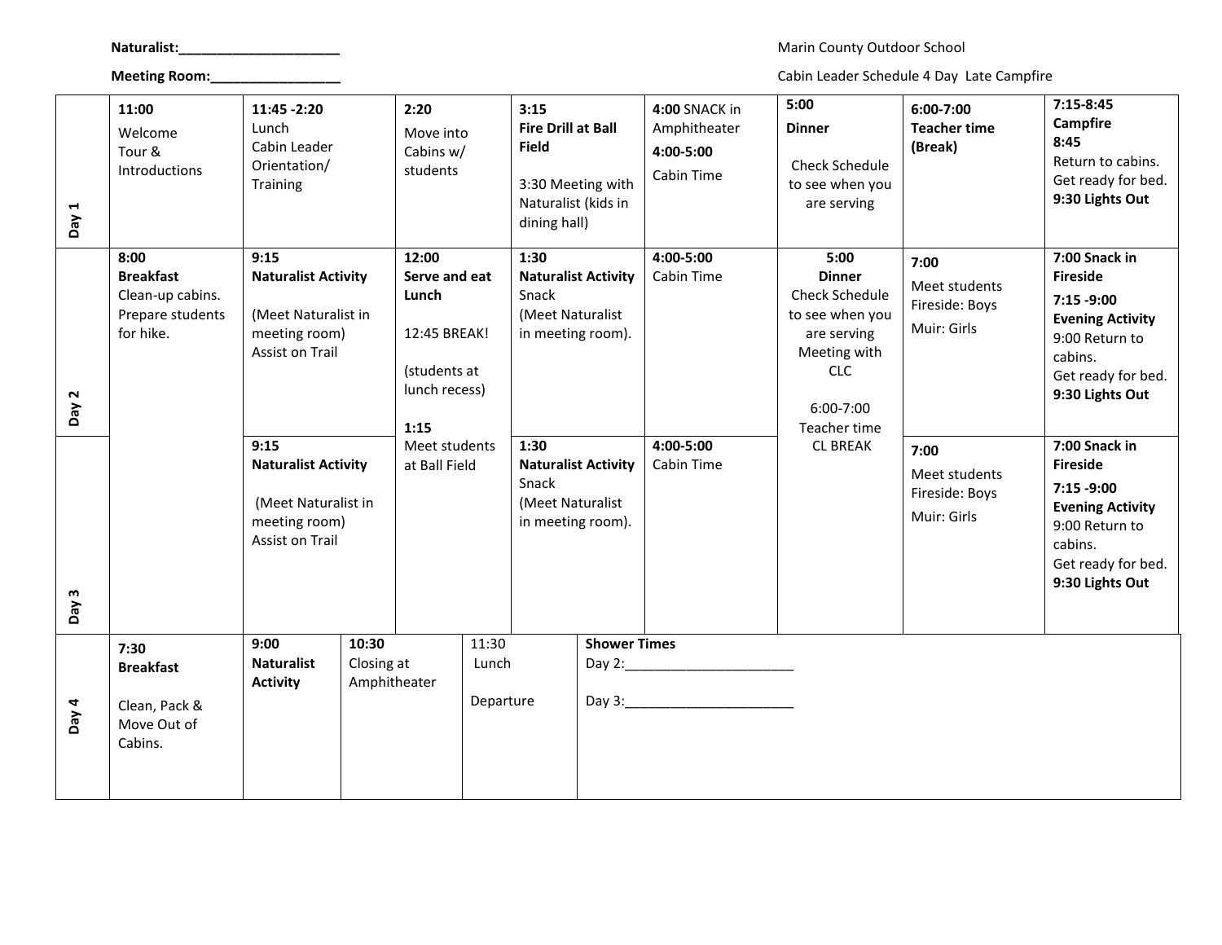**Naturalist:**______________________

**Meeting Room:**_________________

Marin County Outdoor School

Cabin Leader Schedule 4 Day Late Campfire

| | | | | | | | | |
|---|---|---|---|---|---|---|---|---|
| **Day 1** | **11:00** Welcome Tour & Introductions | **11:45 -2:20** Lunch Cabin Leader Orientation/ Training | **2:20** Move into Cabins w/ students | **3:15** **Fire Drill at Ball Field** 3:30 Meeting with Naturalist (kids in dining hall) | **4:00** SNACK in Amphitheater **4:00-5:00** Cabin Time | **5:00** **Dinner** Check Schedule to see when you are serving | **6:00-7:00** **Teacher time (Break)** | **7:15-8:45** **Campfire** **8:45** Return to cabins. Get ready for bed. **9:30 Lights Out** |
| **Day 2** | **8:00** **Breakfast** Clean-up cabins. Prepare students for hike. | **9:15** **Naturalist Activity** (Meet Naturalist in meeting room) Assist on Trail | **12:00** **Serve and eat Lunch** 12:45 BREAK! (students at lunch recess) **1:15** Meet students at Ball Field | **1:30** **Naturalist Activity** Snack (Meet Naturalist in meeting room). | **4:00-5:00** Cabin Time | **5:00** **Dinner** Check Schedule to see when you are serving Meeting with CLC 6:00-7:00 Teacher time CL BREAK | **7:00** Meet students Fireside: Boys Muir: Girls | **7:00 Snack in Fireside** **7:15 -9:00** **Evening Activity** 9:00 Return to cabins. Get ready for bed. **9:30 Lights Out** |
| **Day 3** | | **9:15** **Naturalist Activity** (Meet Naturalist in meeting room) Assist on Trail | | **1:30** **Naturalist Activity** Snack (Meet Naturalist in meeting room). | **4:00-5:00** Cabin Time | | **7:00** Meet students Fireside: Boys Muir: Girls | **7:00 Snack in Fireside** **7:15 -9:00** **Evening Activity** 9:00 Return to cabins. Get ready for bed. **9:30 Lights Out** |

| | | | | | |
|---|---|---|---|---|---|
| **Day 4** | **7:30** **Breakfast** Clean, Pack & Move Out of Cabins. | **9:00** **Naturalist Activity** | **10:30** Closing at Amphitheater | 11:30 Lunch Departure | **Shower Times** Day 2:______________________ Day 3:______________________ |